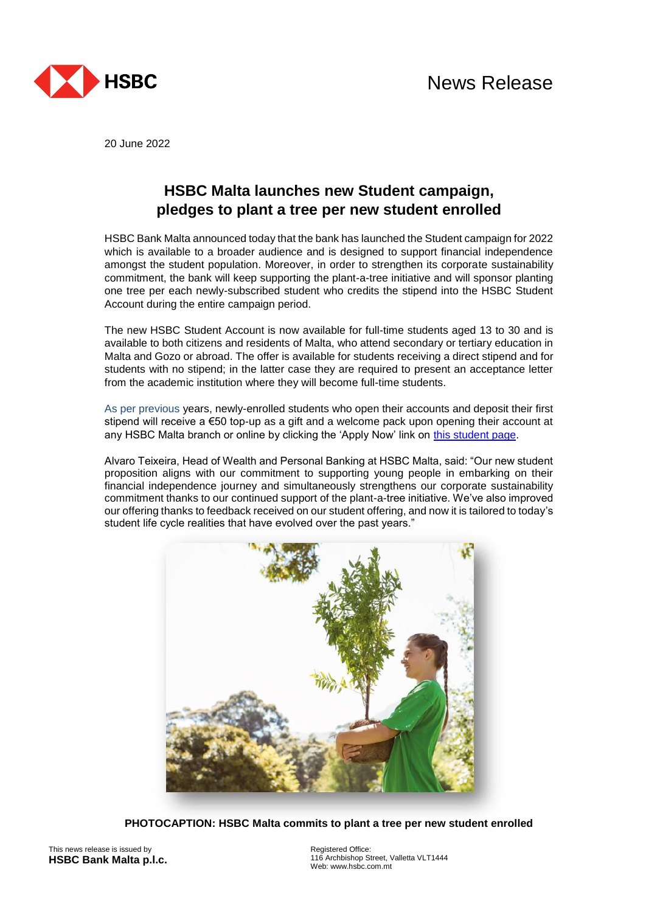News Release

20 June 2022

# HSBC Malta launches new Student campaign, pledges to plant a tree per new student enrolled

HSBC Bank Malta announced today that the bank has launched the Student campaign for 2022 which is available to a broader audience and is designed to support financial independence amongst the student population. Moreover, in order to strengthen its corporate sustainability commitment, the bank will keep supporting the plant-a-tree initiative and will sponsor planting one tree per each newly-subscribed student who credits the stipend into the HSBC Student Account during the entire campaign period.

The new HSBC Student Account is now available for full-time students aged 13 to 30 and is available to both citizens and residents of Malta, who attend secondary or tertiary education in Malta and Gozo or abroad. The offer is available for students receiving a direct stipend and for students with no stipend; in the latter case they are required to present an acceptance letter from the academic institution where they will become full-time students.

As per previous years, newly-enrolled students who open their accounts and deposit their first stipend will receive a €50 top-up as a gift and a welcome pack upon opening their account at any HSBC Malta branch or online by clicking the 'Apply Now' link on this student page.

Alvaro Teixeira, Head of Wealth and Personal Banking at HSBC Malta, said: "Our new student proposition aligns with our commitment to supporting young people in embarking on their financial independence journey and simultaneously strengthens our corporate sustainability commitment thanks to our continued support of the plant-a-tree initiative. We've also improved our offering thanks to feedback received on our student offering, and now it is tailored to today's student life cycle realities that have evolved over the past years."

**PHOTOCAPTION: HSBC Malta commits to plant a tree per new student enrolled**

This news release is issued by
**HSBC Bank Malta p.l.c.**

Registered Office:
116 Archbishop Street, Valletta VLT1444
Web: www.hsbc.com.mt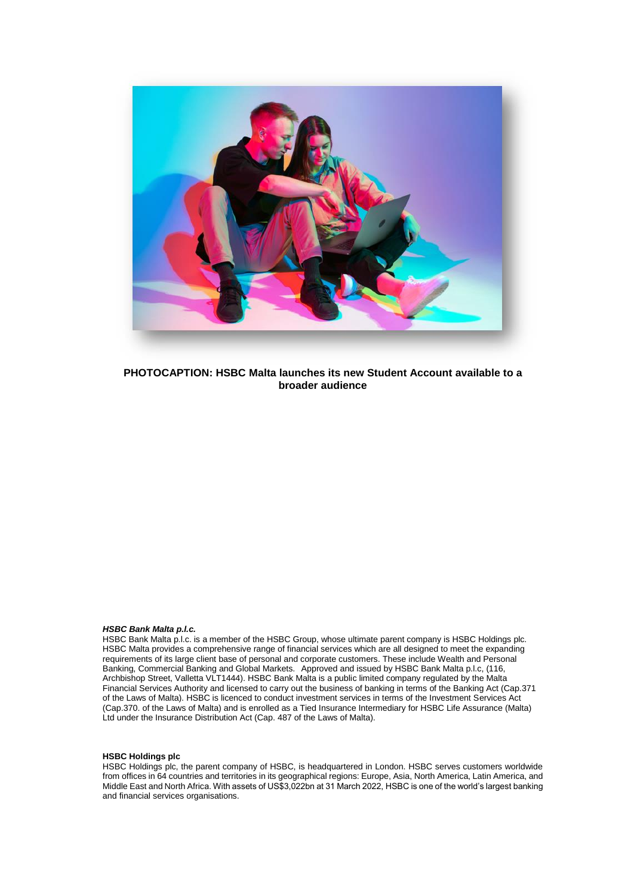**PHOTOCAPTION: HSBC Malta launches its new Student Account available to a broader audience**

***HSBC Bank Malta p.l.c.***

HSBC Bank Malta p.l.c. is a member of the HSBC Group, whose ultimate parent company is HSBC Holdings plc. HSBC Malta provides a comprehensive range of financial services which are all designed to meet the expanding requirements of its large client base of personal and corporate customers. These include Wealth and Personal Banking, Commercial Banking and Global Markets. Approved and issued by HSBC Bank Malta p.l.c, (116, Archbishop Street, Valletta VLT1444). HSBC Bank Malta is a public limited company regulated by the Malta Financial Services Authority and licensed to carry out the business of banking in terms of the Banking Act (Cap.371 of the Laws of Malta). HSBC is licenced to conduct investment services in terms of the Investment Services Act (Cap.370. of the Laws of Malta) and is enrolled as a Tied Insurance Intermediary for HSBC Life Assurance (Malta) Ltd under the Insurance Distribution Act (Cap. 487 of the Laws of Malta).

**HSBC Holdings plc**

HSBC Holdings plc, the parent company of HSBC, is headquartered in London. HSBC serves customers worldwide from offices in 64 countries and territories in its geographical regions: Europe, Asia, North America, Latin America, and Middle East and North Africa. With assets of US$3,022bn at 31 March 2022, HSBC is one of the world's largest banking and financial services organisations.